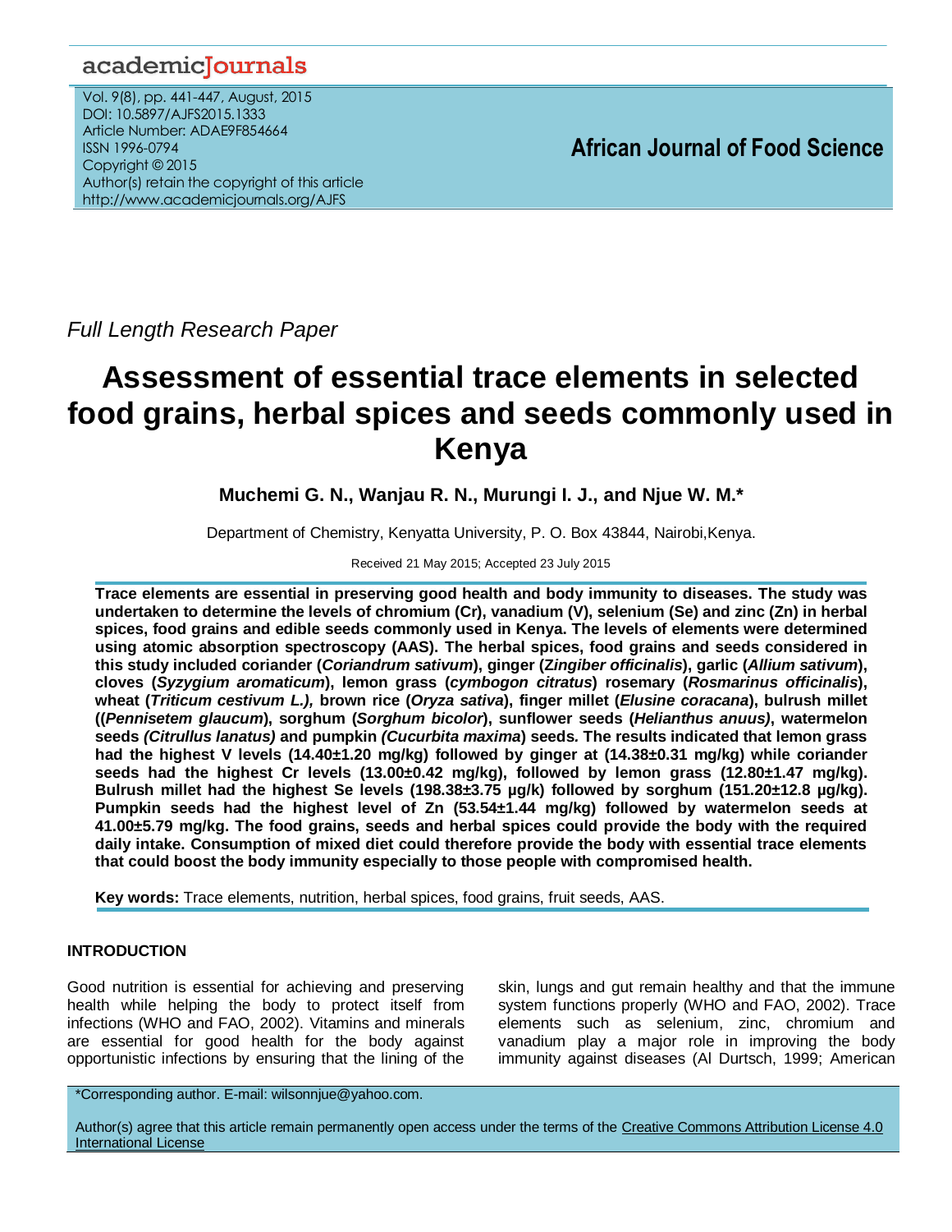Full Length Research Paper

# Assessment of essential trace elements in selected food grains, herbal spices and seeds commonly used in Kenya

**Muchemi G. N., Wanjau R. N., Murungi I. J., and Njue W. M.***

Department of Chemistry, Kenyatta University, P. O. Box 43844, Nairobi,Kenya.

Received 21 May 2015; Accepted 23 July 2015

**Trace elements are essential in preserving good health and body immunity to diseases. The study was undertaken to determine the levels of chromium (Cr), vanadium (V), selenium (Se) and zinc (Zn) in herbal spices, food grains and edible seeds commonly used in Kenya. The levels of elements were determined using atomic absorption spectroscopy (AAS). The herbal spices, food grains and seeds considered in this study included coriander (*Coriandrum sativum*), ginger (*Zingiber officinalis*), garlic (*Allium sativum*), cloves (*Syzygium aromaticum*), lemon grass (*cymbogon citratus*) rosemary (*Rosmarinus officinalis*), wheat (*Triticum cestivum L.),* brown rice (*Oryza sativa*), finger millet (*Elusine coracana*), bulrush millet ((*Pennisetem glaucum*), sorghum (*Sorghum bicolor*), sunflower seeds (*Helianthus anuus)*, watermelon seeds *(Citrullus lanatus)* and pumpkin *(Cucurbita maxima*) seeds. The results indicated that lemon grass had the highest V levels (14.40±1.20 mg/kg) followed by ginger at (14.38±0.31 mg/kg) while coriander seeds had the highest Cr levels (13.00±0.42 mg/kg), followed by lemon grass (12.80±1.47 mg/kg). Bulrush millet had the highest Se levels (198.38±3.75 µg/k) followed by sorghum (151.20±12.8 µg/kg). Pumpkin seeds had the highest level of Zn (53.54±1.44 mg/kg) followed by watermelon seeds at 41.00±5.79 mg/kg. The food grains, seeds and herbal spices could provide the body with the required daily intake. Consumption of mixed diet could therefore provide the body with essential trace elements that could boost the body immunity especially to those people with compromised health.**

**Key words:** Trace elements, nutrition, herbal spices, food grains, fruit seeds, AAS.

## INTRODUCTION

Good nutrition is essential for achieving and preserving health while helping the body to protect itself from infections (WHO and FAO, 2002). Vitamins and minerals are essential for good health for the body against opportunistic infections by ensuring that the lining of the skin, lungs and gut remain healthy and that the immune system functions properly (WHO and FAO, 2002). Trace elements such as selenium, zinc, chromium and vanadium play a major role in improving the body immunity against diseases (Al Durtsch, 1999; American

*Corresponding author. E-mail: wilsonnjue@yahoo.com.

Author(s) agree that this article remain permanently open access under the terms of the Creative Commons Attribution License 4.0 International License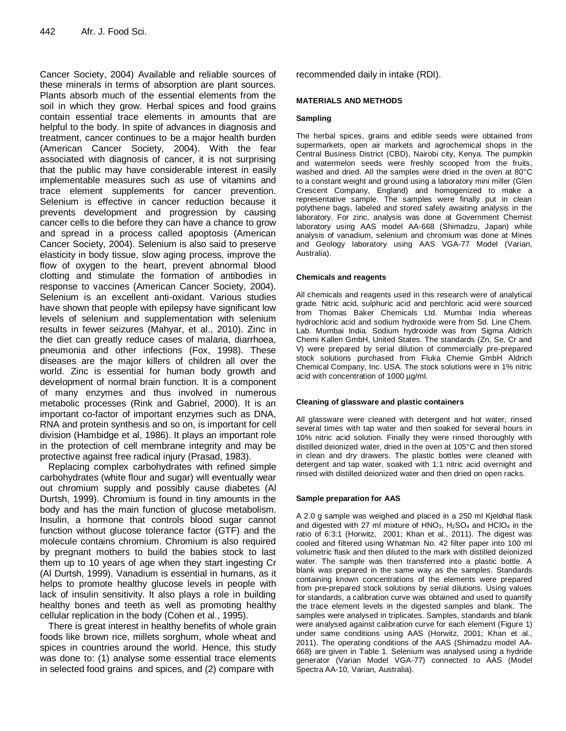Cancer Society, 2004). Available and reliable sources of these minerals in terms of absorption are plant sources. Plants absorb much of the essential elements from the soil in which they grow. Herbal spices and food grains contain essential trace elements in amounts that are helpful to the body. In spite of advances in diagnosis and treatment, cancer continues to be a major health burden (American Cancer Society, 2004). With the fear associated with diagnosis of cancer, it is not surprising that the public may have considerable interest in easily implementable measures such as use of vitamins and trace element supplements for cancer prevention. Selenium is effective in cancer reduction because it prevents development and progression by causing cancer cells to die before they can have a chance to grow and spread in a process called apoptosis (American Cancer Society, 2004). Selenium is also said to preserve elasticity in body tissue, slow aging process, improve the flow of oxygen to the heart, prevent abnormal blood clotting and stimulate the formation of antibodies in response to vaccines (American Cancer Society, 2004). Selenium is an excellent anti-oxidant. Various studies have shown that people with epilepsy have significant low levels of selenium and supplementation with selenium results in fewer seizures (Mahyar, et al., 2010). Zinc in the diet can greatly reduce cases of malaria, diarrhoea, pneumonia and other infections (Fox, 1998). These diseases are the major killers of children all over the world. Zinc is essential for human body growth and development of normal brain function. It is a component of many enzymes and thus involved in numerous metabolic processes (Rink and Gabriel, 2000). It is an important co-factor of important enzymes such as DNA, RNA and protein synthesis and so on, is important for cell division (Hambidge et al, 1986). It plays an important role in the protection of cell membrane integrity and may be protective against free radical injury (Prasad, 1983).

Replacing complex carbohydrates with refined simple carbohydrates (white flour and sugar) will eventually wear out chromium supply and possibly cause diabetes (Al Durtsh, 1999). Chromium is found in tiny amounts in the body and has the main function of glucose metabolism. Insulin, a hormone that controls blood sugar cannot function without glucose tolerance factor (GTF) and the molecule contains chromium. Chromium is also required by pregnant mothers to build the babies stock to last them up to 10 years of age when they start ingesting Cr (Al Durtsh, 1999). Vanadium is essential in humans, as it helps to promote healthy glucose levels in people with lack of insulin sensitivity. It also plays a role in building healthy bones and teeth as well as promoting healthy cellular replication in the body (Cohen et al., 1995).

There is great interest in healthy benefits of whole grain foods like brown rice, millets sorghum, whole wheat and spices in countries around the world. Hence, this study was done to: (1) analyse some essential trace elements in selected food grains and spices, and (2) compare with recommended daily in intake (RDI).

## MATERIALS AND METHODS

### Sampling

The herbal spices, grains and edible seeds were obtained from supermarkets, open air markets and agrochemical shops in the Central Business District (CBD), Nairobi city, Kenya. The pumpkin and watermelon seeds were freshly scooped from the fruits, washed and dried. All the samples were dried in the oven at 80°C to a constant weight and ground using a laboratory mini miller (Glen Crescent Company, England) and homogenized to make a representative sample. The samples were finally put in clean polythene bags, labeled and stored safely awaiting analysis in the laboratory. For zinc, analysis was done at Government Chemist laboratory using AAS model AA-668 (Shimadzu, Japan) while analysis of vanadium, selenium and chromium was done at Mines and Geology laboratory using AAS VGA-77 Model (Varian, Australia).

### Chemicals and reagents

All chemicals and reagents used in this research were of analytical grade. Nitric acid, sulphuric acid and perchloric acid were sourced from Thomas Baker Chemicals Ltd. Mumbai India whereas hydrochloric acid and sodium hydroxide were from Sd. Line Chem. Lab. Mumbai India. Sodium hydroxide was from Sigma Aldrich Chemi Kallen GmbH, United States. The standards (Zn, Se, Cr and V) were prepared by serial dilution of commercially pre-prepared stock solutions purchased from Fluka Chemie GmbH Aldrich Chemical Company, Inc. USA. The stock solutions were in 1% nitric acid with concentration of 1000 µg/ml.

### Cleaning of glassware and plastic containers

All glassware were cleaned with detergent and hot water, rinsed several times with tap water and then soaked for several hours in 10% nitric acid solution. Finally they were rinsed thoroughly with distilled deionized water, dried in the oven at 105°C and then stored in clean and dry drawers. The plastic bottles were cleaned with detergent and tap water, soaked with 1:1 nitric acid overnight and rinsed with distilled deionized water and then dried on open racks.

### Sample preparation for AAS

A 2.0 g sample was weighed and placed in a 250 ml Kjeldhal flask and digested with 27 ml mixture of $HNO_3$, $H_2SO_4$ and $HClO_4$ in the ratio of 6:3:1 (Horwitz, 2001; Khan et al., 2011). The digest was cooled and filtered using Whatman No. 42 filter paper into 100 ml volumetric flask and then diluted to the mark with distilled deionized water. The sample was then transferred into a plastic bottle. A blank was prepared in the same way as the samples. Standards containing known concentrations of the elements were prepared from pre-prepared stock solutions by serial dilutions. Using values for standards, a calibration curve was obtained and used to quantify the trace element levels in the digested samples and blank. The samples were analysed in triplicates. Samples, standards and blank were analysed against calibration curve for each element (Figure 1) under same conditions using AAS (Horwitz, 2001; Khan et al., 2011). The operating conditions of the AAS (Shimadzu model AA-668) are given in Table 1. Selenium was analysed using a hydride generator (Varian Model VGA-77) connected to AAS (Model Spectra AA-10, Varian, Australia).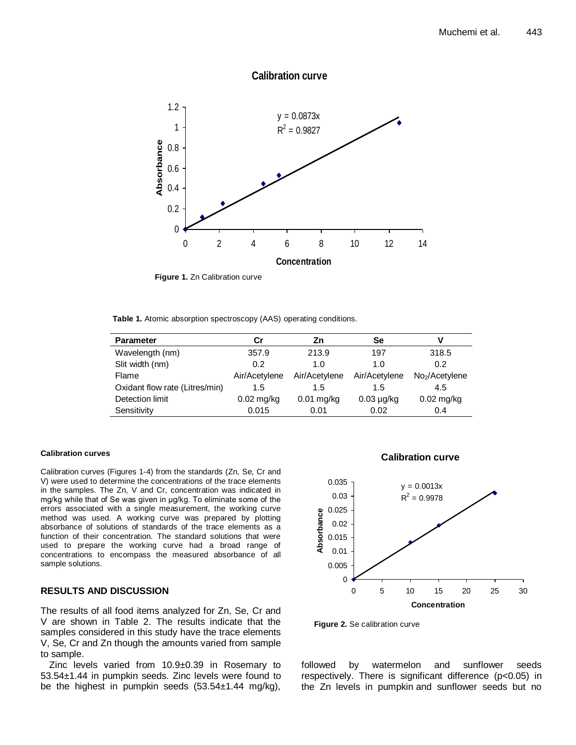**Figure 1.** Zn Calibration curve

**Table 1.** Atomic absorption spectroscopy (AAS) operating conditions.

| Parameter | Cr | Zn | Se | V |
|---|---|---|---|---|
| Wavelength (nm) | 357.9 | 213.9 | 197 | 318.5 |
| Slit width (nm) | 0.2 | 1.0 | 1.0 | 0.2 |
| Flame | Air/Acetylene | Air/Acetylene | Air/Acetylene | $No_2$/Acetylene |
| Oxidant flow rate (Litres/min) | 1.5 | 1.5 | 1.5 | 4.5 |
| Detection limit | 0.02 mg/kg | 0.01 mg/kg | 0.03 µg/kg | 0.02 mg/kg |
| Sensitivity | 0.015 | 0.01 | 0.02 | 0.4 |

#### Calibration curves

Calibration curves (Figures 1-4) from the standards (Zn, Se, Cr and V) were used to determine the concentrations of the trace elements in the samples. The Zn, V and Cr, concentration was indicated in mg/kg while that of Se was given in µg/kg. To eliminate some of the errors associated with a single measurement, the working curve method was used. A working curve was prepared by plotting absorbance of solutions of standards of the trace elements as a function of their concentration. The standard solutions that were used to prepare the working curve had a broad range of concentrations to encompass the measured absorbance of all sample solutions.

**Figure 2.** Se calibration curve

## RESULTS AND DISCUSSION

The results of all food items analyzed for Zn, Se, Cr and V are shown in Table 2. The results indicate that the samples considered in this study have the trace elements V, Se, Cr and Zn though the amounts varied from sample to sample.

Zinc levels varied from 10.9±0.39 in Rosemary to 53.54±1.44 in pumpkin seeds. Zinc levels were found to be the highest in pumpkin seeds (53.54±1.44 mg/kg), followed by watermelon and sunflower seeds respectively. There is significant difference ($p<0.05$) in the Zn levels in pumpkin and sunflower seeds but no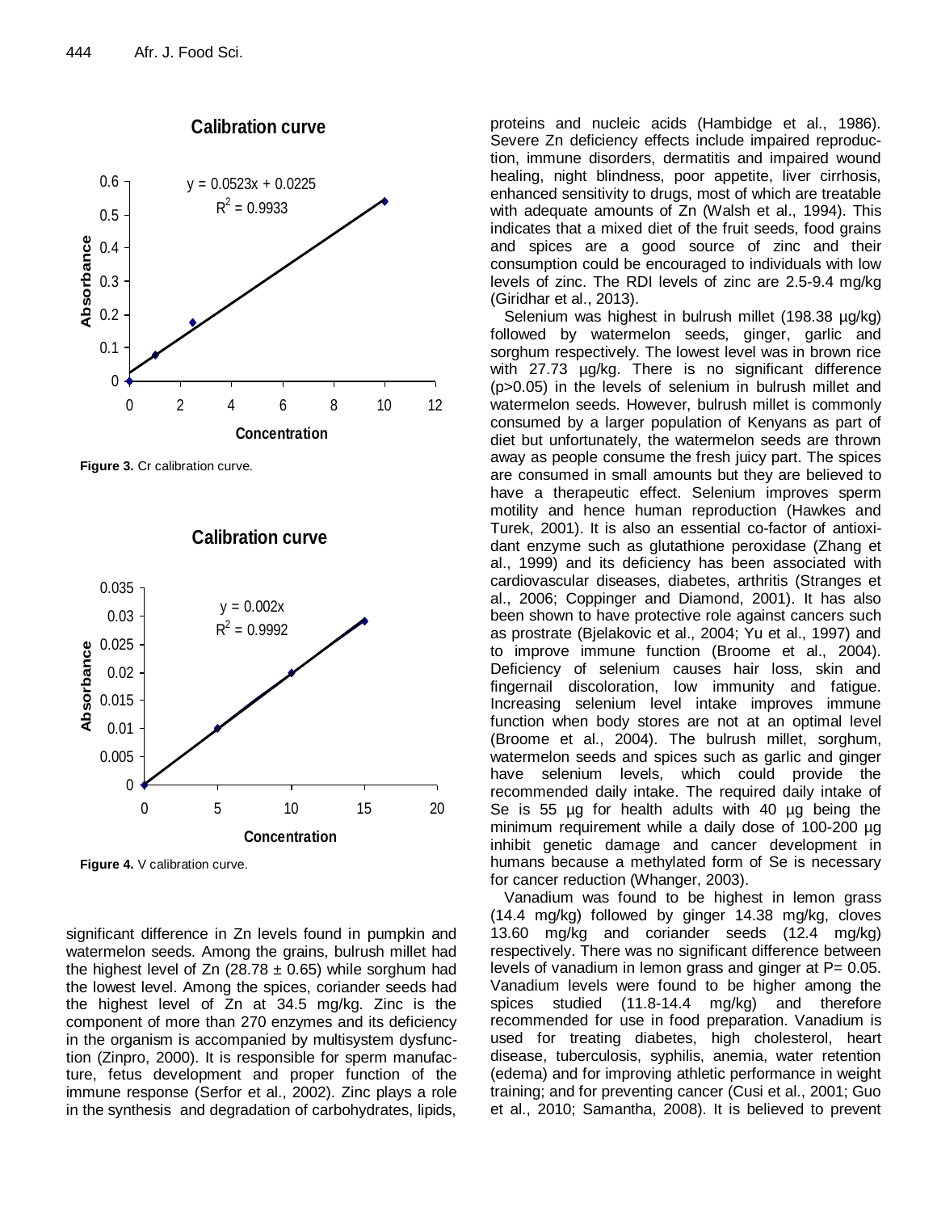**Figure 3.** Cr calibration curve.

**Figure 4.** V calibration curve.

significant difference in Zn levels found in pumpkin and watermelon seeds. Among the grains, bulrush millet had the highest level of Zn (28.78 ± 0.65) while sorghum had the lowest level. Among the spices, coriander seeds had the highest level of Zn at 34.5 mg/kg. Zinc is the component of more than 270 enzymes and its deficiency in the organism is accompanied by multisystem dysfunction (Zinpro, 2000). It is responsible for sperm manufacture, fetus development and proper function of the immune response (Serfor et al., 2002). Zinc plays a role in the synthesis and degradation of carbohydrates, lipids, proteins and nucleic acids (Hambidge et al., 1986). Severe Zn deficiency effects include impaired reproduction, immune disorders, dermatitis and impaired wound healing, night blindness, poor appetite, liver cirrhosis, enhanced sensitivity to drugs, most of which are treatable with adequate amounts of Zn (Walsh et al., 1994). This indicates that a mixed diet of the fruit seeds, food grains and spices are a good source of zinc and their consumption could be encouraged to individuals with low levels of zinc. The RDI levels of zinc are 2.5-9.4 mg/kg (Giridhar et al., 2013).

Selenium was highest in bulrush millet (198.38 µg/kg) followed by watermelon seeds, ginger, garlic and sorghum respectively. The lowest level was in brown rice with 27.73 µg/kg. There is no significant difference ($p>0.05$) in the levels of selenium in bulrush millet and watermelon seeds. However, bulrush millet is commonly consumed by a larger population of Kenyans as part of diet but unfortunately, the watermelon seeds are thrown away as people consume the fresh juicy part. The spices are consumed in small amounts but they are believed to have a therapeutic effect. Selenium improves sperm motility and hence human reproduction (Hawkes and Turek, 2001). It is also an essential co-factor of antioxidant enzyme such as glutathione peroxidase (Zhang et al., 1999) and its deficiency has been associated with cardiovascular diseases, diabetes, arthritis (Stranges et al., 2006; Coppinger and Diamond, 2001). It has also been shown to have protective role against cancers such as prostrate (Bjelakovic et al., 2004; Yu et al., 1997) and to improve immune function (Broome et al., 2004). Deficiency of selenium causes hair loss, skin and fingernail discoloration, low immunity and fatigue. Increasing selenium level intake improves immune function when body stores are not at an optimal level (Broome et al., 2004). The bulrush millet, sorghum, watermelon seeds and spices such as garlic and ginger have selenium levels, which could provide the recommended daily intake. The required daily intake of Se is 55 µg for health adults with 40 µg being the minimum requirement while a daily dose of 100-200 µg inhibit genetic damage and cancer development in humans because a methylated form of Se is necessary for cancer reduction (Whanger, 2003).

Vanadium was found to be highest in lemon grass (14.4 mg/kg) followed by ginger 14.38 mg/kg, cloves 13.60 mg/kg and coriander seeds (12.4 mg/kg) respectively. There was no significant difference between levels of vanadium in lemon grass and ginger at $P= 0.05$. Vanadium levels were found to be higher among the spices studied (11.8-14.4 mg/kg) and therefore recommended for use in food preparation. Vanadium is used for treating diabetes, high cholesterol, heart disease, tuberculosis, syphilis, anemia, water retention (edema) and for improving athletic performance in weight training; and for preventing cancer (Cusi et al., 2001; Guo et al., 2010; Samantha, 2008). It is believed to prevent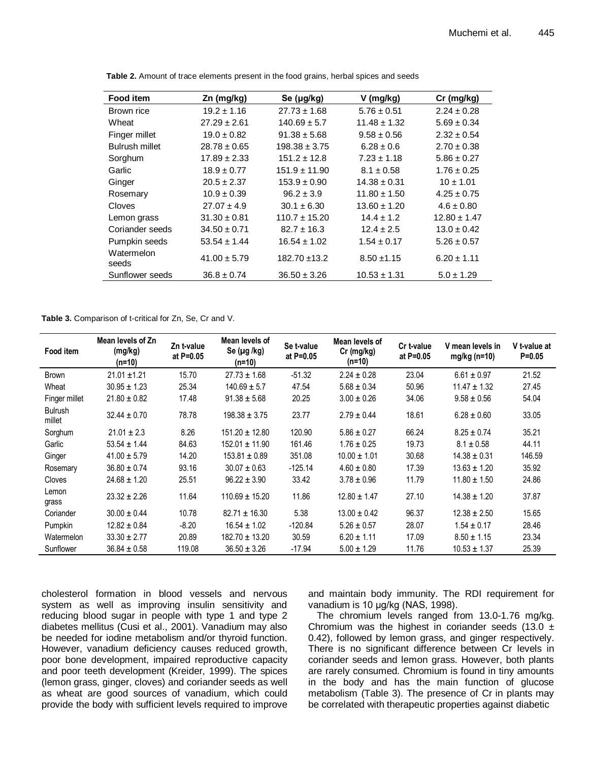**Table 2.** Amount of trace elements present in the food grains, herbal spices and seeds

| Food item | Zn (mg/kg) | Se (µg/kg) | V (mg/kg) | Cr (mg/kg) |
|---|---|---|---|---|
| Brown rice | 19.2 ± 1.16 | 27.73 ± 1.68 | 5.76 ± 0.51 | 2.24 ± 0.28 |
| Wheat | 27.29 ± 2.61 | 140.69 ± 5.7 | 11.48 ± 1.32 | 5.69 ± 0.34 |
| Finger millet | 19.0 ± 0.82 | 91.38 ± 5.68 | 9.58 ± 0.56 | 2.32 ± 0.54 |
| Bulrush millet | 28.78 ± 0.65 | 198.38 ± 3.75 | 6.28 ± 0.6 | 2.70 ± 0.38 |
| Sorghum | 17.89 ± 2.33 | 151.2 ± 12.8 | 7.23 ± 1.18 | 5.86 ± 0.27 |
| Garlic | 18.9 ± 0.77 | 151.9 ± 11.90 | 8.1 ± 0.58 | 1.76 ± 0.25 |
| Ginger | 20.5 ± 2.37 | 153.9 ± 0.90 | 14.38 ± 0.31 | 10 ± 1.01 |
| Rosemary | 10.9 ± 0.39 | 96.2 ± 3.9 | 11.80 ± 1.50 | 4.25 ± 0.75 |
| Cloves | 27.07 ± 4.9 | 30.1 ± 6.30 | 13.60 ± 1.20 | 4.6 ± 0.80 |
| Lemon grass | 31.30 ± 0.81 | 110.7 ± 15.20 | 14.4 ± 1.2 | 12.80 ± 1.47 |
| Coriander seeds | 34.50 ± 0.71 | 82.7 ± 16.3 | 12.4 ± 2.5 | 13.0 ± 0.42 |
| Pumpkin seeds | 53.54 ± 1.44 | 16.54 ± 1.02 | 1.54 ± 0.17 | 5.26 ± 0.57 |
| Watermelon seeds | 41.00 ± 5.79 | 182.70 ±13.2 | 8.50 ±1.15 | 6.20 ± 1.11 |
| Sunflower seeds | 36.8 ± 0.74 | 36.50 ± 3.26 | 10.53 ± 1.31 | 5.0 ± 1.29 |

**Table 3.** Comparison of t-critical for Zn, Se, Cr and V.

| Food item | Mean levels of Zn (mg/kg) (n=10) | Zn t-value at P=0.05 | Mean levels of Se (µg /kg) (n=10) | Se t-value at P=0.05 | Mean levels of Cr (mg/kg) (n=10) | Cr t-value at P=0.05 | V mean levels in mg/kg (n=10) | V t-value at P=0.05 |
|---|---|---|---|---|---|---|---|---|
| Brown | 21.01 ±1.21 | 15.70 | 27.73 ± 1.68 | -51.32 | 2.24 ± 0.28 | 23.04 | 6.61 ± 0.97 | 21.52 |
| Wheat | 30.95 ± 1.23 | 25.34 | 140.69 ± 5.7 | 47.54 | 5.68 ± 0.34 | 50.96 | 11.47 ± 1.32 | 27.45 |
| Finger millet | 21.80 ± 0.82 | 17.48 | 91.38 ± 5.68 | 20.25 | 3.00 ± 0.26 | 34.06 | 9.58 ± 0.56 | 54.04 |
| Bulrush millet | 32.44 ± 0.70 | 78.78 | 198.38 ± 3.75 | 23.77 | 2.79 ± 0.44 | 18.61 | 6.28 ± 0.60 | 33.05 |
| Sorghum | 21.01 ± 2.3 | 8.26 | 151.20 ± 12.80 | 120.90 | 5.86 ± 0.27 | 66.24 | 8.25 ± 0.74 | 35.21 |
| Garlic | 53.54 ± 1.44 | 84.63 | 152.01 ± 11.90 | 161.46 | 1.76 ± 0.25 | 19.73 | 8.1 ± 0.58 | 44.11 |
| Ginger | 41.00 ± 5.79 | 14.20 | 153.81 ± 0.89 | 351.08 | 10.00 ± 1.01 | 30.68 | 14.38 ± 0.31 | 146.59 |
| Rosemary | 36.80 ± 0.74 | 93.16 | 30.07 ± 0.63 | -125.14 | 4.60 ± 0.80 | 17.39 | 13.63 ± 1.20 | 35.92 |
| Cloves | 24.68 ± 1.20 | 25.51 | 96.22 ± 3.90 | 33.42 | 3.78 ± 0.96 | 11.79 | 11.80 ± 1.50 | 24.86 |
| Lemon grass | 23.32 ± 2.26 | 11.64 | 110.69 ± 15.20 | 11.86 | 12.80 ± 1.47 | 27.10 | 14.38 ± 1.20 | 37.87 |
| Coriander | 30.00 ± 0.44 | 10.78 | 82.71 ± 16.30 | 5.38 | 13.00 ± 0.42 | 96.37 | 12.38 ± 2.50 | 15.65 |
| Pumpkin | 12.82 ± 0.84 | -8.20 | 16.54 ± 1.02 | -120.84 | 5.26 ± 0.57 | 28.07 | 1.54 ± 0.17 | 28.46 |
| Watermelon | 33.30 ± 2.77 | 20.89 | 182.70 ± 13.20 | 30.59 | 6.20 ± 1.11 | 17.09 | 8.50 ± 1.15 | 23.34 |
| Sunflower | 36.84 ± 0.58 | 119.08 | 36.50 ± 3.26 | -17.94 | 5.00 ± 1.29 | 11.76 | 10.53 ± 1.37 | 25.39 |

cholesterol formation in blood vessels and nervous system as well as improving insulin sensitivity and reducing blood sugar in people with type 1 and type 2 diabetes mellitus (Cusi et al., 2001). Vanadium may also be needed for iodine metabolism and/or thyroid function. However, vanadium deficiency causes reduced growth, poor bone development, impaired reproductive capacity and poor teeth development (Kreider, 1999). The spices (lemon grass, ginger, cloves) and coriander seeds as well as wheat are good sources of vanadium, which could provide the body with sufficient levels required to improve and maintain body immunity. The RDI requirement for vanadium is 10 µg/kg (NAS, 1998).

The chromium levels ranged from 13.0-1.76 mg/kg. Chromium was the highest in coriander seeds (13.0 ± 0.42), followed by lemon grass, and ginger respectively. There is no significant difference between Cr levels in coriander seeds and lemon grass. However, both plants are rarely consumed. Chromium is found in tiny amounts in the body and has the main function of glucose metabolism (Table 3). The presence of Cr in plants may be correlated with therapeutic properties against diabetic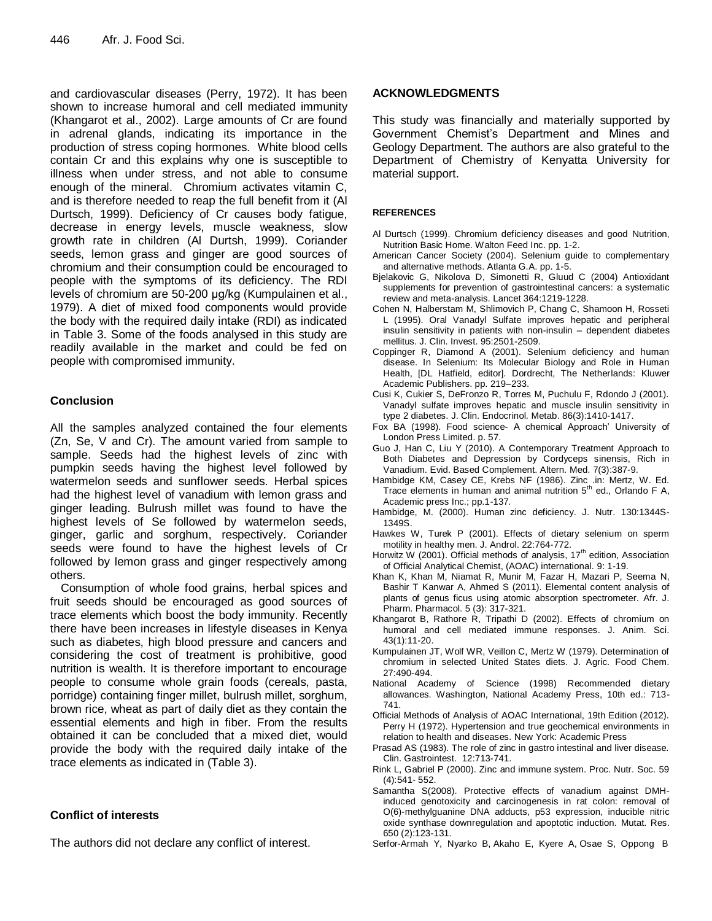and cardiovascular diseases (Perry, 1972). It has been shown to increase humoral and cell mediated immunity (Khangarot et al., 2002). Large amounts of Cr are found in adrenal glands, indicating its importance in the production of stress coping hormones. White blood cells contain Cr and this explains why one is susceptible to illness when under stress, and not able to consume enough of the mineral. Chromium activates vitamin C, and is therefore needed to reap the full benefit from it (Al Durtsch, 1999). Deficiency of Cr causes body fatigue, decrease in energy levels, muscle weakness, slow growth rate in children (Al Durtsh, 1999). Coriander seeds, lemon grass and ginger are good sources of chromium and their consumption could be encouraged to people with the symptoms of its deficiency. The RDI levels of chromium are 50-200 µg/kg (Kumpulainen et al., 1979). A diet of mixed food components would provide the body with the required daily intake (RDI) as indicated in Table 3. Some of the foods analysed in this study are readily available in the market and could be fed on people with compromised immunity.

## Conclusion

All the samples analyzed contained the four elements (Zn, Se, V and Cr). The amount varied from sample to sample. Seeds had the highest levels of zinc with pumpkin seeds having the highest level followed by watermelon seeds and sunflower seeds. Herbal spices had the highest level of vanadium with lemon grass and ginger leading. Bulrush millet was found to have the highest levels of Se followed by watermelon seeds, ginger, garlic and sorghum, respectively. Coriander seeds were found to have the highest levels of Cr followed by lemon grass and ginger respectively among others.

Consumption of whole food grains, herbal spices and fruit seeds should be encouraged as good sources of trace elements which boost the body immunity. Recently there have been increases in lifestyle diseases in Kenya such as diabetes, high blood pressure and cancers and considering the cost of treatment is prohibitive, good nutrition is wealth. It is therefore important to encourage people to consume whole grain foods (cereals, pasta, porridge) containing finger millet, bulrush millet, sorghum, brown rice, wheat as part of daily diet as they contain the essential elements and high in fiber. From the results obtained it can be concluded that a mixed diet, would provide the body with the required daily intake of the trace elements as indicated in (Table 3).

## Conflict of interests

The authors did not declare any conflict of interest.

## ACKNOWLEDGMENTS

This study was financially and materially supported by Government Chemist's Department and Mines and Geology Department. The authors are also grateful to the Department of Chemistry of Kenyatta University for material support.

## REFERENCES

Al Durtsch (1999). Chromium deficiency diseases and good Nutrition, Nutrition Basic Home. Walton Feed Inc. pp. 1-2.

American Cancer Society (2004). Selenium guide to complementary and alternative methods. Atlanta G.A. pp. 1-5.

Bjelakovic G, Nikolova D, Simonetti R, Gluud C (2004) Antioxidant supplements for prevention of gastrointestinal cancers: a systematic review and meta-analysis. Lancet 364:1219-1228.

Cohen N, Halberstam M, Shlimovich P, Chang C, Shamoon H, Rosseti L (1995). Oral Vanadyl Sulfate improves hepatic and peripheral insulin sensitivity in patients with non-insulin – dependent diabetes mellitus. J. Clin. Invest. 95:2501-2509.

Coppinger R, Diamond A (2001). Selenium deficiency and human disease. In Selenium: Its Molecular Biology and Role in Human Health, [DL Hatfield, editor]. Dordrecht, The Netherlands: Kluwer Academic Publishers. pp. 219–233.

Cusi K, Cukier S, DeFronzo R, Torres M, Puchulu F, Rdondo J (2001). Vanadyl sulfate improves hepatic and muscle insulin sensitivity in type 2 diabetes. J. Clin. Endocrinol. Metab. 86(3):1410-1417.

Fox BA (1998). Food science- A chemical Approach' University of London Press Limited. p. 57.

Guo J, Han C, Liu Y (2010). A Contemporary Treatment Approach to Both Diabetes and Depression by Cordyceps sinensis, Rich in Vanadium. Evid. Based Complement. Altern. Med. 7(3):387-9.

Hambidge KM, Casey CE, Krebs NF (1986). Zinc .in: Mertz, W. Ed. Trace elements in human and animal nutrition 5th ed., Orlando F A, Academic press Inc.; pp.1-137.

Hambidge, M. (2000). Human zinc deficiency. J. Nutr. 130:1344S-1349S.

Hawkes W, Turek P (2001). Effects of dietary selenium on sperm motility in healthy men. J. Androl. 22:764-772.

Horwitz W (2001). Official methods of analysis, 17th edition, Association of Official Analytical Chemist, (AOAC) international. 9: 1-19.

Khan K, Khan M, Niamat R, Munir M, Fazar H, Mazari P, Seema N, Bashir T Kanwar A, Ahmed S (2011). Elemental content analysis of plants of genus ficus using atomic absorption spectrometer. Afr. J. Pharm. Pharmacol. 5 (3): 317-321.

Khangarot B, Rathore R, Tripathi D (2002). Effects of chromium on humoral and cell mediated immune responses. J. Anim. Sci. 43(1):11-20.

Kumpulainen JT, Wolf WR, Veillon C, Mertz W (1979). Determination of chromium in selected United States diets. J. Agric. Food Chem. 27:490-494.

National Academy of Science (1998) Recommended dietary allowances. Washington, National Academy Press, 10th ed.: 713-741.

Official Methods of Analysis of AOAC International, 19th Edition (2012).

Perry H (1972). Hypertension and true geochemical environments in relation to health and diseases. New York: Academic Press

Prasad AS (1983). The role of zinc in gastro intestinal and liver disease. Clin. Gastrointest. 12:713-741.

Rink L, Gabriel P (2000). Zinc and immune system. Proc. Nutr. Soc. 59 (4):541- 552.

Samantha S(2008). Protective effects of vanadium against DMH-induced genotoxicity and carcinogenesis in rat colon: removal of O(6)-methylguanine DNA adducts, p53 expression, inducible nitric oxide synthase downregulation and apoptotic induction. Mutat. Res. 650 (2):123-131.

Serfor-Armah Y, Nyarko B, Akaho E, Kyere A, Osae S, Oppong B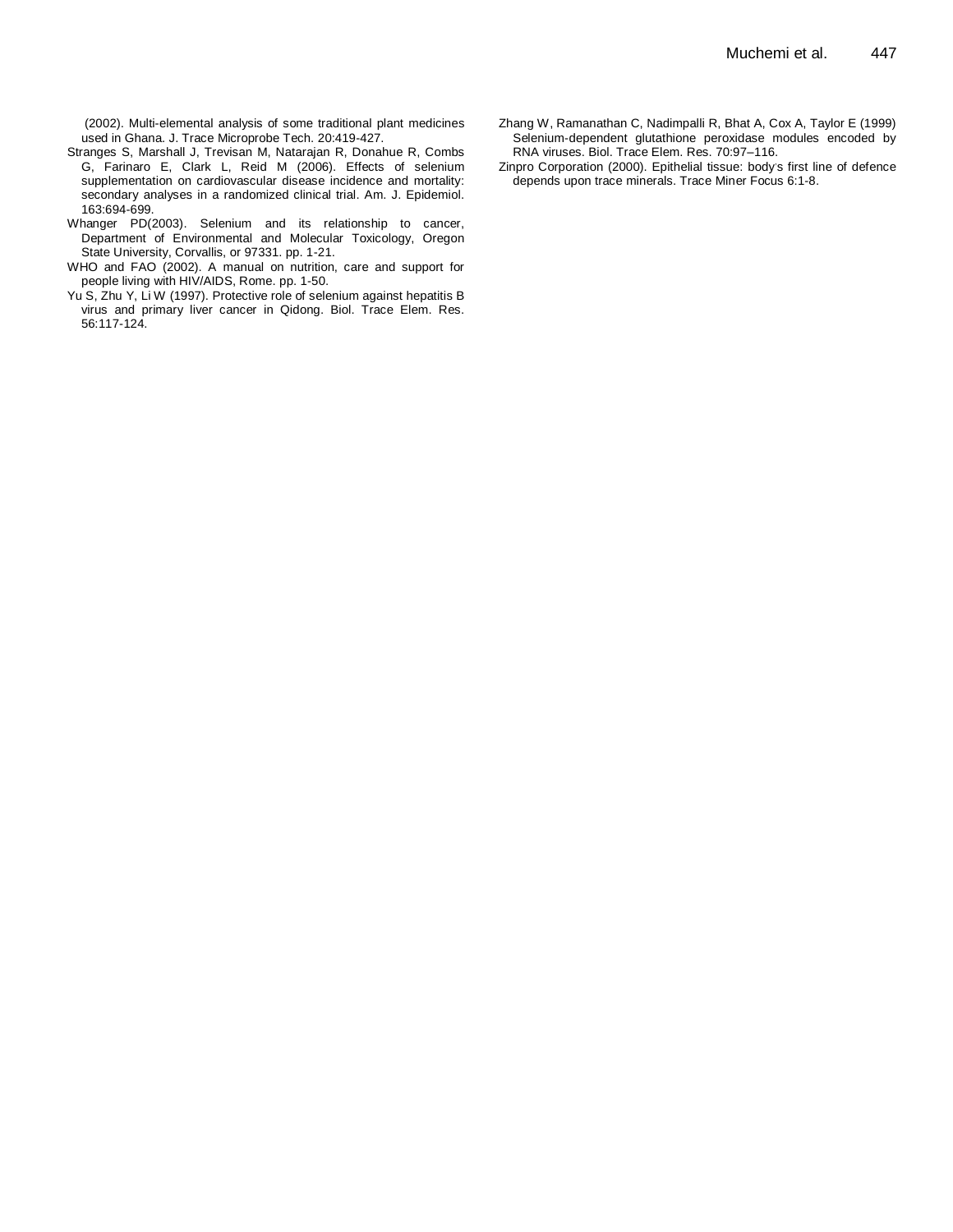(2002). Multi-elemental analysis of some traditional plant medicines used in Ghana. J. Trace Microprobe Tech. 20:419-427.

Stranges S, Marshall J, Trevisan M, Natarajan R, Donahue R, Combs G, Farinaro E, Clark L, Reid M (2006). Effects of selenium supplementation on cardiovascular disease incidence and mortality: secondary analyses in a randomized clinical trial. Am. J. Epidemiol. 163:694-699.

Whanger PD(2003). Selenium and its relationship to cancer, Department of Environmental and Molecular Toxicology, Oregon State University, Corvallis, or 97331. pp. 1-21.

WHO and FAO (2002). A manual on nutrition, care and support for people living with HIV/AIDS, Rome. pp. 1-50.

Yu S, Zhu Y, Li W (1997). Protective role of selenium against hepatitis B virus and primary liver cancer in Qidong. Biol. Trace Elem. Res. 56:117-124.

Zhang W, Ramanathan C, Nadimpalli R, Bhat A, Cox A, Taylor E (1999) Selenium-dependent glutathione peroxidase modules encoded by RNA viruses. Biol. Trace Elem. Res. 70:97–116.

Zinpro Corporation (2000). Epithelial tissue: body's first line of defence depends upon trace minerals. Trace Miner Focus 6:1-8.